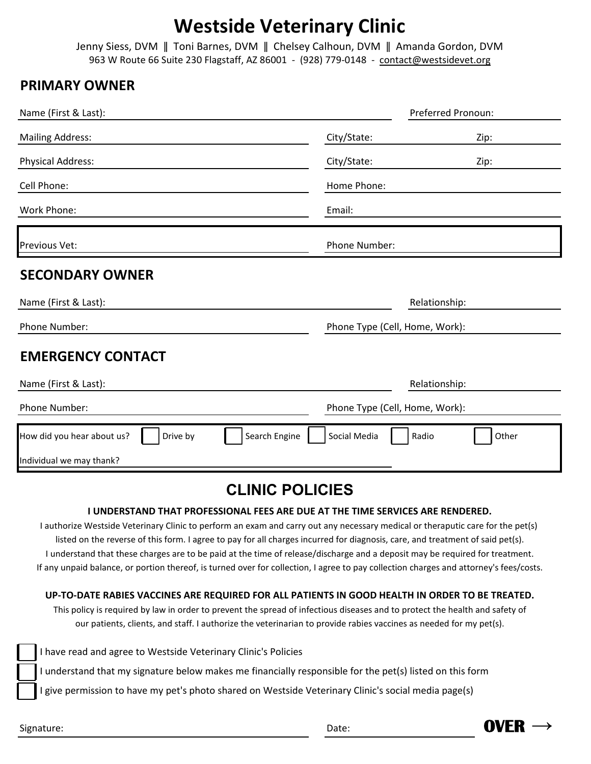# Westside Veterinary Clinic

Jenny Siess, DVM ‖ Toni Barnes, DVM ‖ Chelsey Calhoun, DVM ‖ Amanda Gordon, DVM

963 W Route 66 Suite 230 Flagstaff, AZ 86001 - (928) 779-0148 - contact@westsidevet.org

## PRIMARY OWNER

Name (First & Last): ______________________ Preferred Pronoun: ______________

Mailing Address: ______________________ City/State: ______________ Zip: ________

Physical Address: ______________________ City/State: ______________ Zip: ________

Cell Phone: ______________________ Home Phone: ______________________

Work Phone: ______________________ Email: ______________________

Previous Vet: ______________________ Phone Number: ______________________

## SECONDARY OWNER

Name (First & Last): ______________________ Relationship: ______________

Phone Number: ______________________ Phone Type (Cell, Home, Work): ______________

## EMERGENCY CONTACT

Name (First & Last): ______________________ Relationship: ______________

Phone Number: ______________________ Phone Type (Cell, Home, Work): ______________

How did you hear about us? ☐ Drive by ☐ Search Engine ☐ Social Media ☐ Radio ☐ Other

Individual we may thank? ______________________

## CLINIC POLICIES

**I UNDERSTAND THAT PROFESSIONAL FEES ARE DUE AT THE TIME SERVICES ARE RENDERED.**

I authorize Westside Veterinary Clinic to perform an exam and carry out any necessary medical or theraputic care for the pet(s) listed on the reverse of this form. I agree to pay for all charges incurred for diagnosis, care, and treatment of said pet(s). I understand that these charges are to be paid at the time of release/discharge and a deposit may be required for treatment. If any unpaid balance, or portion thereof, is turned over for collection, I agree to pay collection charges and attorney's fees/costs.

**UP-TO-DATE RABIES VACCINES ARE REQUIRED FOR ALL PATIENTS IN GOOD HEALTH IN ORDER TO BE TREATED.**

This policy is required by law in order to prevent the spread of infectious diseases and to protect the health and safety of our patients, clients, and staff. I authorize the veterinarian to provide rabies vaccines as needed for my pet(s).

☐ I have read and agree to Westside Veterinary Clinic's Policies

☐ I understand that my signature below makes me financially responsible for the pet(s) listed on this form

☐ I give permission to have my pet's photo shared on Westside Veterinary Clinic's social media page(s)

Signature: ______________________ Date: ______________

**OVER →**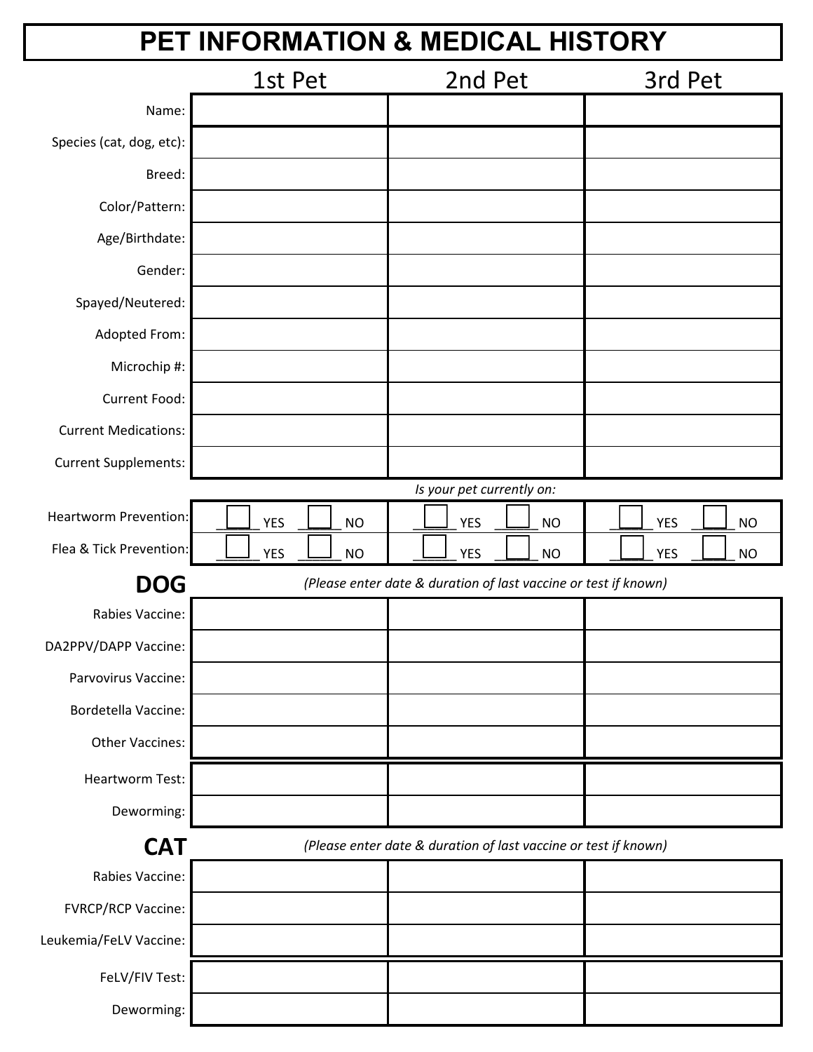# PET INFORMATION & MEDICAL HISTORY

| | 1st Pet | 2nd Pet | 3rd Pet |
|---|---|---|---|
| Name: | | | |
| Species (cat, dog, etc): | | | |
| Breed: | | | |
| Color/Pattern: | | | |
| Age/Birthdate: | | | |
| Gender: | | | |
| Spayed/Neutered: | | | |
| Adopted From: | | | |
| Microchip #: | | | |
| Current Food: | | | |
| Current Medications: | | | |
| Current Supplements: | | | |

*Is your pet currently on:*

| | 1st Pet | 2nd Pet | 3rd Pet |
|---|---|---|---|
| Heartworm Prevention: | ☐ YES ☐ NO | ☐ YES ☐ NO | ☐ YES ☐ NO |
| Flea & Tick Prevention: | ☐ YES ☐ NO | ☐ YES ☐ NO | ☐ YES ☐ NO |

## DOG

*(Please enter date & duration of last vaccine or test if known)*

| | 1st Pet | 2nd Pet | 3rd Pet |
|---|---|---|---|
| Rabies Vaccine: | | | |
| DA2PPV/DAPP Vaccine: | | | |
| Parvovirus Vaccine: | | | |
| Bordetella Vaccine: | | | |
| Other Vaccines: | | | |
| Heartworm Test: | | | |
| Deworming: | | | |

## CAT

*(Please enter date & duration of last vaccine or test if known)*

| | 1st Pet | 2nd Pet | 3rd Pet |
|---|---|---|---|
| Rabies Vaccine: | | | |
| FVRCP/RCP Vaccine: | | | |
| Leukemia/FeLV Vaccine: | | | |
| FeLV/FIV Test: | | | |
| Deworming: | | | |